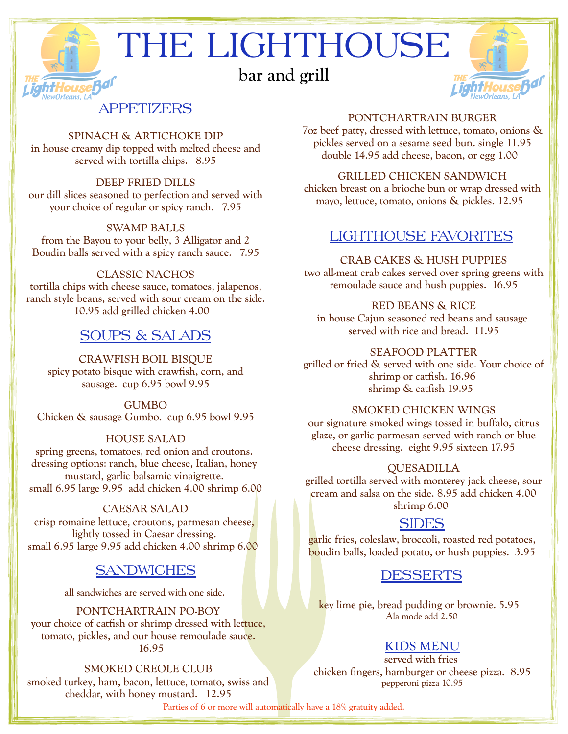# THE LIGHTHOUSE

bar and grill

## APPETIZERS

SPINACH & ARTICHOKE DIP
in house creamy dip topped with melted cheese and served with tortilla chips. 8.95

DEEP FRIED DILLS
our dill slices seasoned to perfection and served with your choice of regular or spicy ranch. 7.95

SWAMP BALLS
from the Bayou to your belly, 3 Alligator and 2 Boudin balls served with a spicy ranch sauce. 7.95

CLASSIC NACHOS
tortilla chips with cheese sauce, tomatoes, jalapenos, ranch style beans, served with sour cream on the side. 10.95 add grilled chicken 4.00

## SOUPS & SALADS

CRAWFISH BOIL BISQUE
spicy potato bisque with crawfish, corn, and sausage. cup 6.95 bowl 9.95

GUMBO
Chicken & sausage Gumbo. cup 6.95 bowl 9.95

HOUSE SALAD
spring greens, tomatoes, red onion and croutons. dressing options: ranch, blue cheese, Italian, honey mustard, garlic balsamic vinaigrette.
small 6.95 large 9.95 add chicken 4.00 shrimp 6.00

CAESAR SALAD
crisp romaine lettuce, croutons, parmesan cheese, lightly tossed in Caesar dressing.
small 6.95 large 9.95 add chicken 4.00 shrimp 6.00

## SANDWICHES

all sandwiches are served with one side.

PONTCHARTRAIN PO-BOY
your choice of catfish or shrimp dressed with lettuce, tomato, pickles, and our house remoulade sauce. 16.95

SMOKED CREOLE CLUB
smoked turkey, ham, bacon, lettuce, tomato, swiss and cheddar, with honey mustard. 12.95

PONTCHARTRAIN BURGER
7oz beef patty, dressed with lettuce, tomato, onions & pickles served on a sesame seed bun. single 11.95 double 14.95 add cheese, bacon, or egg 1.00

GRILLED CHICKEN SANDWICH
chicken breast on a brioche bun or wrap dressed with mayo, lettuce, tomato, onions & pickles. 12.95

## LIGHTHOUSE FAVORITES

CRAB CAKES & HUSH PUPPIES
two all-meat crab cakes served over spring greens with remoulade sauce and hush puppies. 16.95

RED BEANS & RICE
in house Cajun seasoned red beans and sausage served with rice and bread. 11.95

SEAFOOD PLATTER
grilled or fried & served with one side. Your choice of shrimp or catfish. 16.96
shrimp & catfish 19.95

SMOKED CHICKEN WINGS
our signature smoked wings tossed in buffalo, citrus glaze, or garlic parmesan served with ranch or blue cheese dressing. eight 9.95 sixteen 17.95

QUESADILLA
grilled tortilla served with monterey jack cheese, sour cream and salsa on the side. 8.95 add chicken 4.00 shrimp 6.00

## SIDES

garlic fries, coleslaw, broccoli, roasted red potatoes, boudin balls, loaded potato, or hush puppies. 3.95

## DESSERTS

key lime pie, bread pudding or brownie. 5.95
Ala mode add 2.50

## KIDS MENU

served with fries
chicken fingers, hamburger or cheese pizza. 8.95
pepperoni pizza 10.95

Parties of 6 or more will automatically have a 18% gratuity added.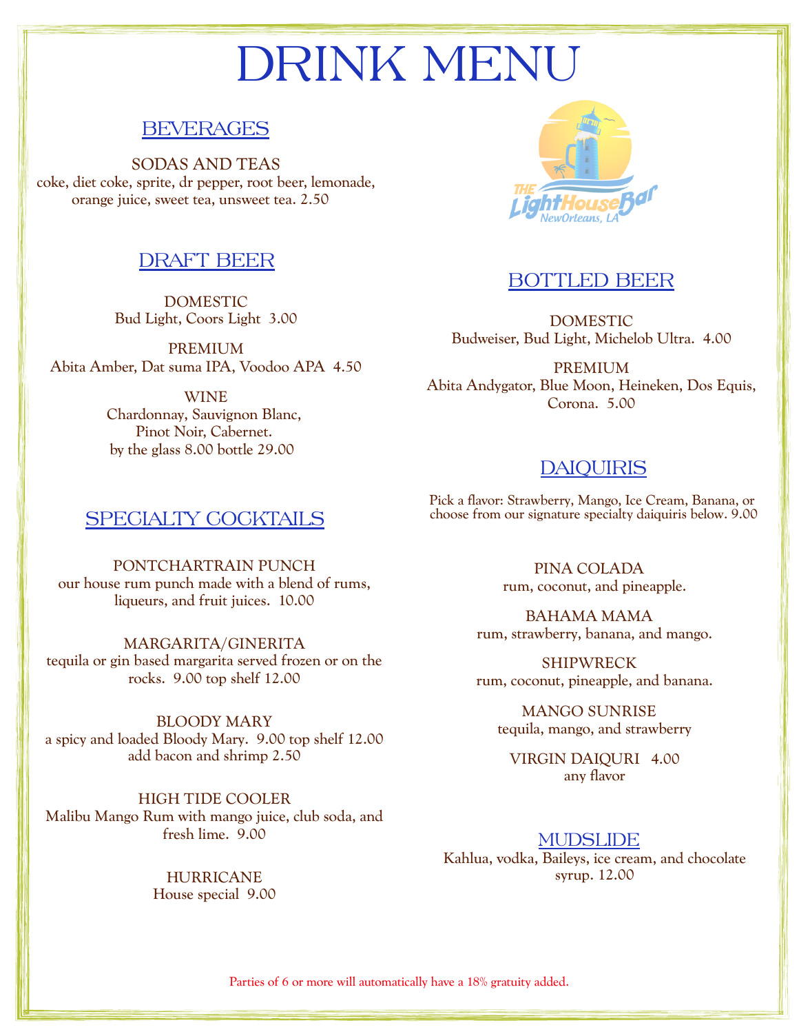# DRINK MENU

## BEVERAGES

SODAS AND TEAS
coke, diet coke, sprite, dr pepper, root beer, lemonade, orange juice, sweet tea, unsweet tea. 2.50

## DRAFT BEER

DOMESTIC
Bud Light, Coors Light 3.00

PREMIUM
Abita Amber, Dat suma IPA, Voodoo APA 4.50

WINE
Chardonnay, Sauvignon Blanc, Pinot Noir, Cabernet.
by the glass 8.00 bottle 29.00

## SPECIALTY COCKTAILS

PONTCHARTRAIN PUNCH
our house rum punch made with a blend of rums, liqueurs, and fruit juices. 10.00

MARGARITA/GINERITA
tequila or gin based margarita served frozen or on the rocks. 9.00 top shelf 12.00

BLOODY MARY
a spicy and loaded Bloody Mary. 9.00 top shelf 12.00
add bacon and shrimp 2.50

HIGH TIDE COOLER
Malibu Mango Rum with mango juice, club soda, and fresh lime. 9.00

HURRICANE
House special 9.00

THE LightHouseBar
NewOrleans, LA

## BOTTLED BEER

DOMESTIC
Budweiser, Bud Light, Michelob Ultra. 4.00

PREMIUM
Abita Andygator, Blue Moon, Heineken, Dos Equis, Corona. 5.00

## DAIQUIRIS

Pick a flavor: Strawberry, Mango, Ice Cream, Banana, or choose from our signature specialty daiquiris below. 9.00

PINA COLADA
rum, coconut, and pineapple.

BAHAMA MAMA
rum, strawberry, banana, and mango.

SHIPWRECK
rum, coconut, pineapple, and banana.

MANGO SUNRISE
tequila, mango, and strawberry

VIRGIN DAIQURI 4.00
any flavor

## MUDSLIDE

Kahlua, vodka, Baileys, ice cream, and chocolate syrup. 12.00

Parties of 6 or more will automatically have a 18% gratuity added.